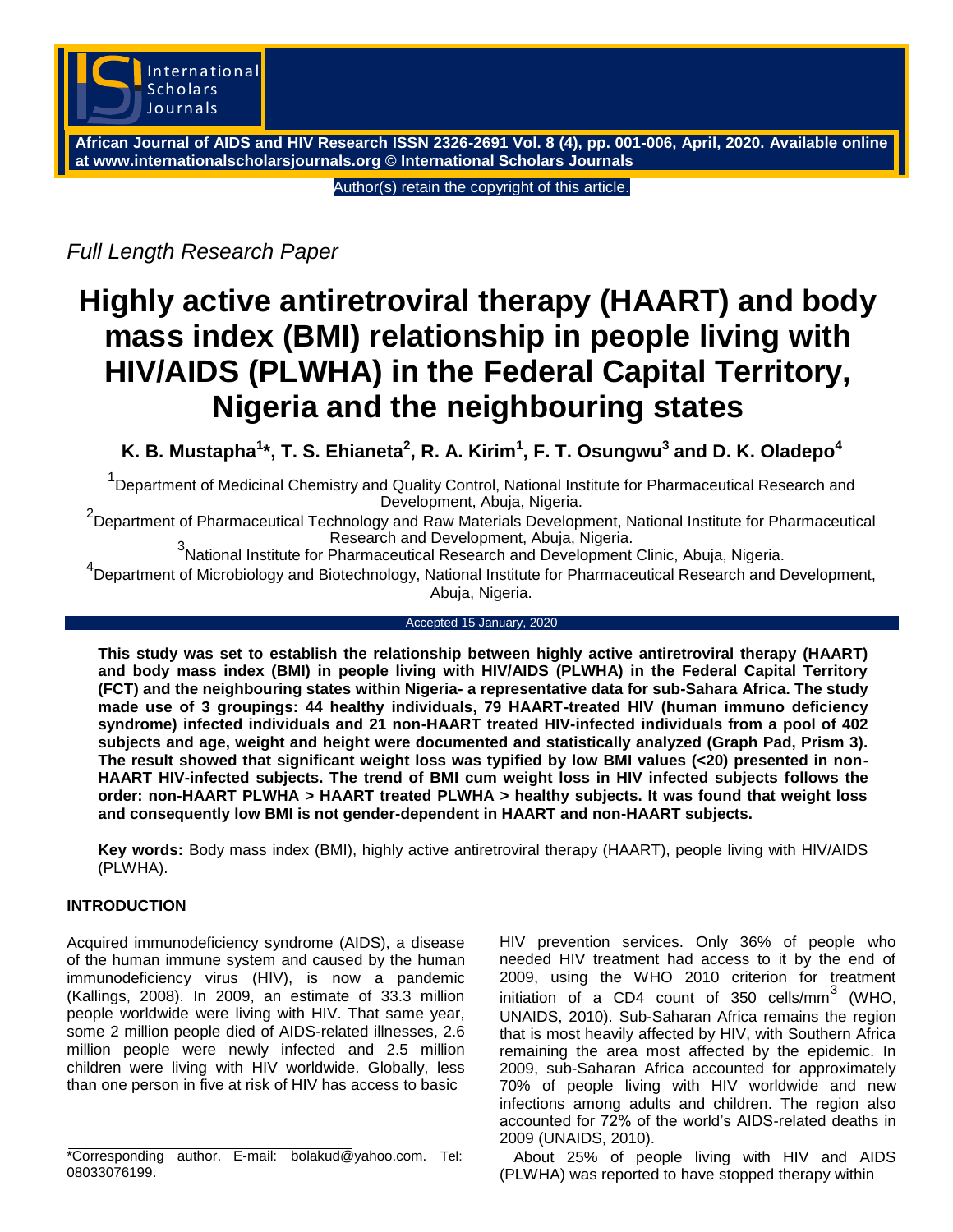Author(s) retain the copyright of this article.

*Full Length Research Paper*

# Highly active antiretroviral therapy (HAART) and body mass index (BMI) relationship in people living with HIV/AIDS (PLWHA) in the Federal Capital Territory, Nigeria and the neighbouring states

**K. B. Mustapha[1]*, T. S. Ehianeta[2], R. A. Kirim[1], F. T. Osungwu[3] and D. K. Oladepo[4]**

[1]Department of Medicinal Chemistry and Quality Control, National Institute for Pharmaceutical Research and Development, Abuja, Nigeria.

[2]Department of Pharmaceutical Technology and Raw Materials Development, National Institute for Pharmaceutical Research and Development, Abuja, Nigeria.

[3]National Institute for Pharmaceutical Research and Development Clinic, Abuja, Nigeria.

[4]Department of Microbiology and Biotechnology, National Institute for Pharmaceutical Research and Development, Abuja, Nigeria.

Accepted 15 January, 2020

**This study was set to establish the relationship between highly active antiretroviral therapy (HAART) and body mass index (BMI) in people living with HIV/AIDS (PLWHA) in the Federal Capital Territory (FCT) and the neighbouring states within Nigeria- a representative data for sub-Sahara Africa. The study made use of 3 groupings: 44 healthy individuals, 79 HAART-treated HIV (human immuno deficiency syndrome) infected individuals and 21 non-HAART treated HIV-infected individuals from a pool of 402 subjects and age, weight and height were documented and statistically analyzed (Graph Pad, Prism 3). The result showed that significant weight loss was typified by low BMI values (<20) presented in non-HAART HIV-infected subjects. The trend of BMI cum weight loss in HIV infected subjects follows the order: non-HAART PLWHA > HAART treated PLWHA > healthy subjects. It was found that weight loss and consequently low BMI is not gender-dependent in HAART and non-HAART subjects.**

**Key words:** Body mass index (BMI), highly active antiretroviral therapy (HAART), people living with HIV/AIDS (PLWHA).

## INTRODUCTION

Acquired immunodeficiency syndrome (AIDS), a disease of the human immune system and caused by the human immunodeficiency virus (HIV), is now a pandemic (Kallings, 2008). In 2009, an estimate of 33.3 million people worldwide were living with HIV. That same year, some 2 million people died of AIDS-related illnesses, 2.6 million people were newly infected and 2.5 million children were living with HIV worldwide. Globally, less than one person in five at risk of HIV has access to basic HIV prevention services. Only 36% of people who needed HIV treatment had access to it by the end of 2009, using the WHO 2010 criterion for treatment initiation of a CD4 count of 350 cells/mm$^3$ (WHO, UNAIDS, 2010). Sub-Saharan Africa remains the region that is most heavily affected by HIV, with Southern Africa remaining the area most affected by the epidemic. In 2009, sub-Saharan Africa accounted for approximately 70% of people living with HIV worldwide and new infections among adults and children. The region also accounted for 72% of the world's AIDS-related deaths in 2009 (UNAIDS, 2010).

About 25% of people living with HIV and AIDS (PLWHA) was reported to have stopped therapy within

*Corresponding author. E-mail: bolakud@yahoo.com. Tel: 08033076199.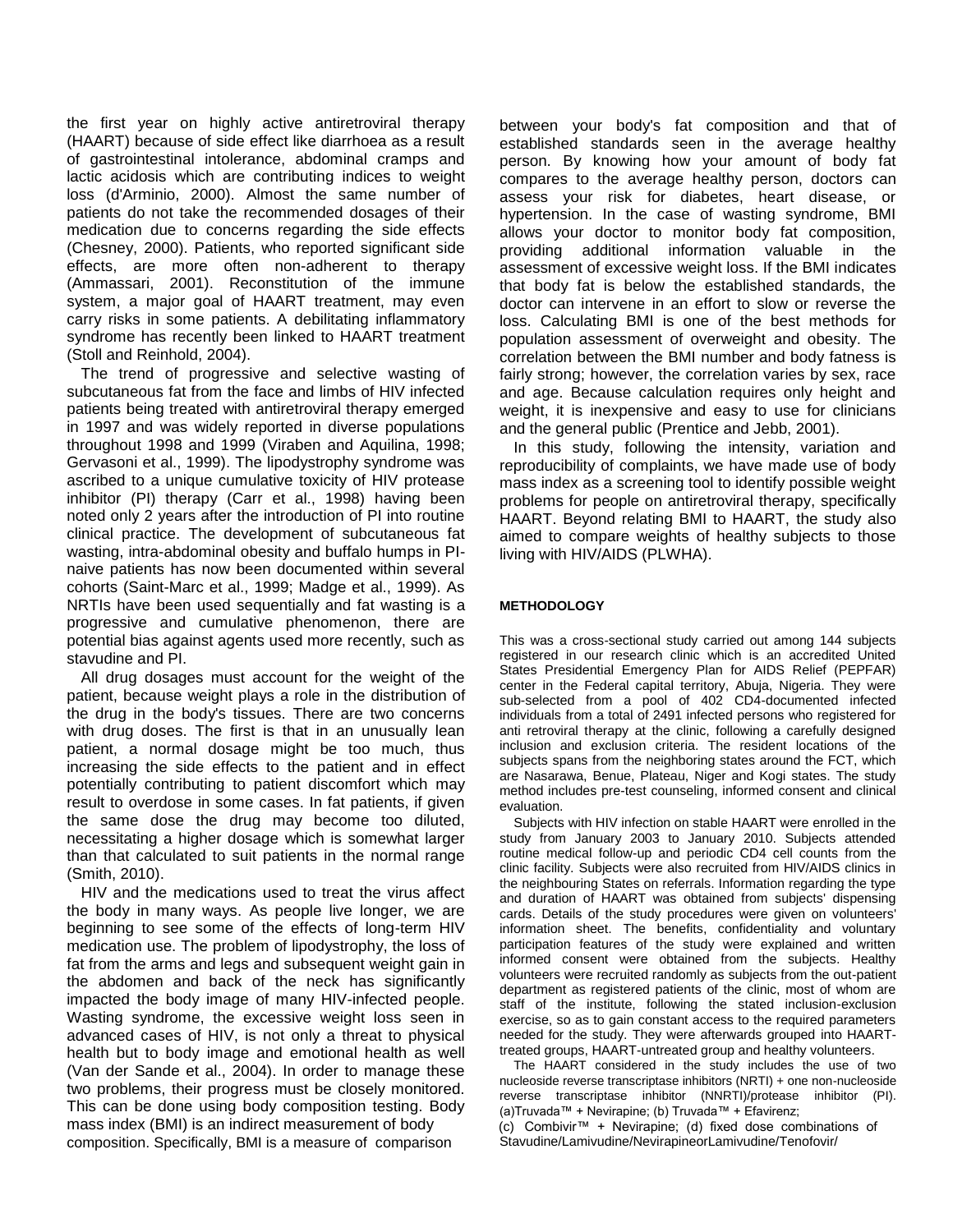the first year on highly active antiretroviral therapy (HAART) because of side effect like diarrhoea as a result of gastrointestinal intolerance, abdominal cramps and lactic acidosis which are contributing indices to weight loss (d'Arminio, 2000). Almost the same number of patients do not take the recommended dosages of their medication due to concerns regarding the side effects (Chesney, 2000). Patients, who reported significant side effects, are more often non-adherent to therapy (Ammassari, 2001). Reconstitution of the immune system, a major goal of HAART treatment, may even carry risks in some patients. A debilitating inflammatory syndrome has recently been linked to HAART treatment (Stoll and Reinhold, 2004).

The trend of progressive and selective wasting of subcutaneous fat from the face and limbs of HIV infected patients being treated with antiretroviral therapy emerged in 1997 and was widely reported in diverse populations throughout 1998 and 1999 (Viraben and Aquilina, 1998; Gervasoni et al., 1999). The lipodystrophy syndrome was ascribed to a unique cumulative toxicity of HIV protease inhibitor (PI) therapy (Carr et al., 1998) having been noted only 2 years after the introduction of PI into routine clinical practice. The development of subcutaneous fat wasting, intra-abdominal obesity and buffalo humps in PI-naive patients has now been documented within several cohorts (Saint-Marc et al., 1999; Madge et al., 1999). As NRTIs have been used sequentially and fat wasting is a progressive and cumulative phenomenon, there are potential bias against agents used more recently, such as stavudine and PI.

All drug dosages must account for the weight of the patient, because weight plays a role in the distribution of the drug in the body's tissues. There are two concerns with drug doses. The first is that in an unusually lean patient, a normal dosage might be too much, thus increasing the side effects to the patient and in effect potentially contributing to patient discomfort which may result to overdose in some cases. In fat patients, if given the same dose the drug may become too diluted, necessitating a higher dosage which is somewhat larger than that calculated to suit patients in the normal range (Smith, 2010).

HIV and the medications used to treat the virus affect the body in many ways. As people live longer, we are beginning to see some of the effects of long-term HIV medication use. The problem of lipodystrophy, the loss of fat from the arms and legs and subsequent weight gain in the abdomen and back of the neck has significantly impacted the body image of many HIV-infected people. Wasting syndrome, the excessive weight loss seen in advanced cases of HIV, is not only a threat to physical health but to body image and emotional health as well (Van der Sande et al., 2004). In order to manage these two problems, their progress must be closely monitored. This can be done using body composition testing. Body mass index (BMI) is an indirect measurement of body composition. Specifically, BMI is a measure of comparison between your body's fat composition and that of established standards seen in the average healthy person. By knowing how your amount of body fat compares to the average healthy person, doctors can assess your risk for diabetes, heart disease, or hypertension. In the case of wasting syndrome, BMI allows your doctor to monitor body fat composition, providing additional information valuable in the assessment of excessive weight loss. If the BMI indicates that body fat is below the established standards, the doctor can intervene in an effort to slow or reverse the loss. Calculating BMI is one of the best methods for population assessment of overweight and obesity. The correlation between the BMI number and body fatness is fairly strong; however, the correlation varies by sex, race and age. Because calculation requires only height and weight, it is inexpensive and easy to use for clinicians and the general public (Prentice and Jebb, 2001).

In this study, following the intensity, variation and reproducibility of complaints, we have made use of body mass index as a screening tool to identify possible weight problems for people on antiretroviral therapy, specifically HAART. Beyond relating BMI to HAART, the study also aimed to compare weights of healthy subjects to those living with HIV/AIDS (PLWHA).

## METHODOLOGY

This was a cross-sectional study carried out among 144 subjects registered in our research clinic which is an accredited United States Presidential Emergency Plan for AIDS Relief (PEPFAR) center in the Federal capital territory, Abuja, Nigeria. They were sub-selected from a pool of 402 CD4-documented infected individuals from a total of 2491 infected persons who registered for anti retroviral therapy at the clinic, following a carefully designed inclusion and exclusion criteria. The resident locations of the subjects spans from the neighboring states around the FCT, which are Nasarawa, Benue, Plateau, Niger and Kogi states. The study method includes pre-test counseling, informed consent and clinical evaluation.

Subjects with HIV infection on stable HAART were enrolled in the study from January 2003 to January 2010. Subjects attended routine medical follow-up and periodic CD4 cell counts from the clinic facility. Subjects were also recruited from HIV/AIDS clinics in the neighbouring States on referrals. Information regarding the type and duration of HAART was obtained from subjects' dispensing cards. Details of the study procedures were given on volunteers' information sheet. The benefits, confidentiality and voluntary participation features of the study were explained and written informed consent were obtained from the subjects. Healthy volunteers were recruited randomly as subjects from the out-patient department as registered patients of the clinic, most of whom are staff of the institute, following the stated inclusion-exclusion exercise, so as to gain constant access to the required parameters needed for the study. They were afterwards grouped into HAART-treated groups, HAART-untreated group and healthy volunteers.

The HAART considered in the study includes the use of two nucleoside reverse transcriptase inhibitors (NRTI) + one non-nucleoside reverse transcriptase inhibitor (NNRTI)/protease inhibitor (PI). (a)Truvada™ + Nevirapine; (b) Truvada™ + Efavirenz; (c) Combivir™ + Nevirapine; (d) fixed dose combinations of Stavudine/Lamivudine/NevirapineorLamivudine/Tenofovir/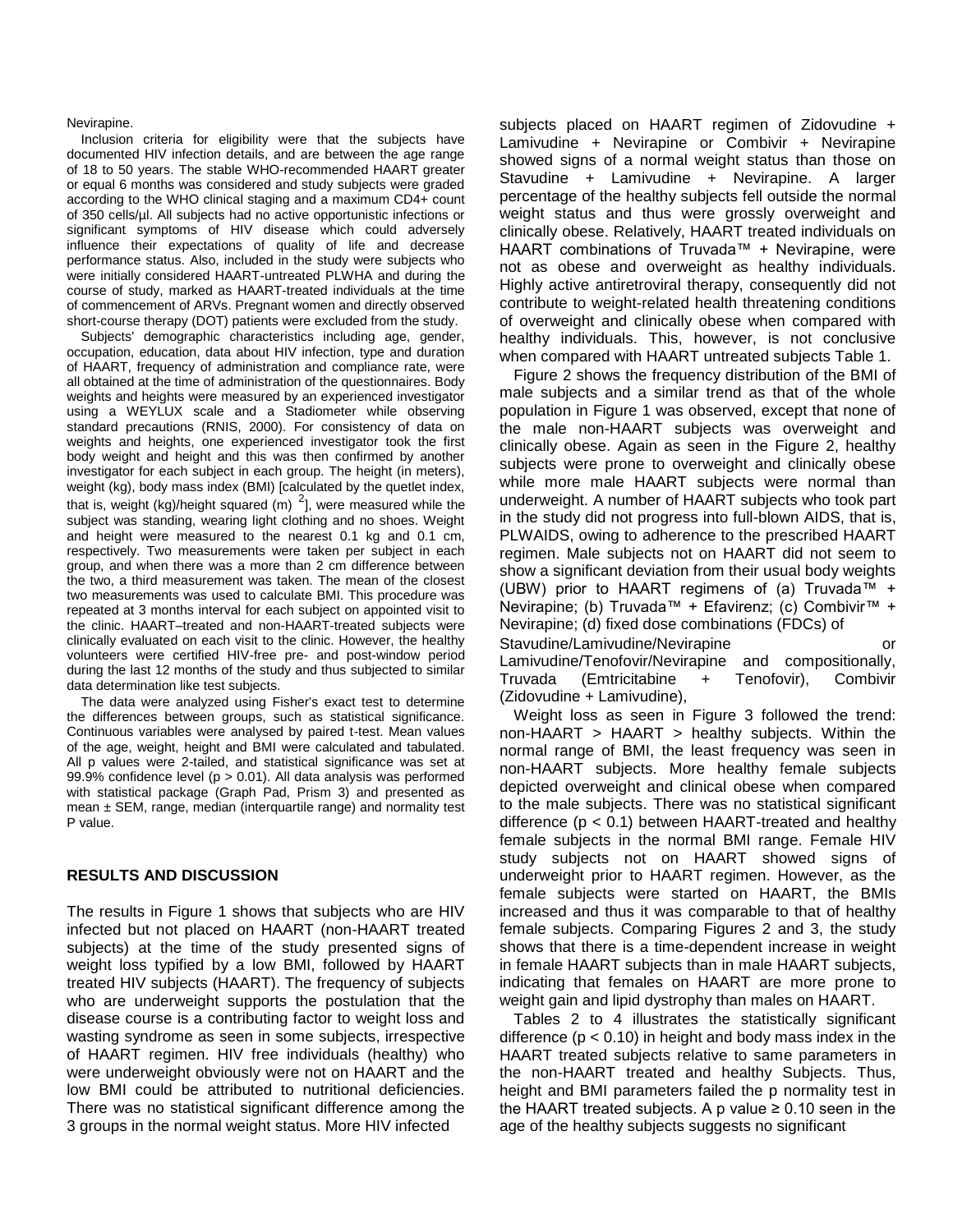Nevirapine.

Inclusion criteria for eligibility were that the subjects have documented HIV infection details, and are between the age range of 18 to 50 years. The stable WHO-recommended HAART greater or equal 6 months was considered and study subjects were graded according to the WHO clinical staging and a maximum CD4+ count of 350 cells/µl. All subjects had no active opportunistic infections or significant symptoms of HIV disease which could adversely influence their expectations of quality of life and decrease performance status. Also, included in the study were subjects who were initially considered HAART-untreated PLWHA and during the course of study, marked as HAART-treated individuals at the time of commencement of ARVs. Pregnant women and directly observed short-course therapy (DOT) patients were excluded from the study.

Subjects' demographic characteristics including age, gender, occupation, education, data about HIV infection, type and duration of HAART, frequency of administration and compliance rate, were all obtained at the time of administration of the questionnaires. Body weights and heights were measured by an experienced investigator using a WEYLUX scale and a Stadiometer while observing standard precautions (RNIS, 2000). For consistency of data on weights and heights, one experienced investigator took the first body weight and height and this was then confirmed by another investigator for each subject in each group. The height (in meters), weight (kg), body mass index (BMI) [calculated by the quetlet index, that is, weight (kg)/height squared (m) $^2$], were measured while the subject was standing, wearing light clothing and no shoes. Weight and height were measured to the nearest 0.1 kg and 0.1 cm, respectively. Two measurements were taken per subject in each group, and when there was a more than 2 cm difference between the two, a third measurement was taken. The mean of the closest two measurements was used to calculate BMI. This procedure was repeated at 3 months interval for each subject on appointed visit to the clinic. HAART–treated and non-HAART-treated subjects were clinically evaluated on each visit to the clinic. However, the healthy volunteers were certified HIV-free pre- and post-window period during the last 12 months of the study and thus subjected to similar data determination like test subjects.

The data were analyzed using Fisher's exact test to determine the differences between groups, such as statistical significance. Continuous variables were analysed by paired t-test. Mean values of the age, weight, height and BMI were calculated and tabulated. All p values were 2-tailed, and statistical significance was set at 99.9% confidence level ($p > 0.01$). All data analysis was performed with statistical package (Graph Pad, Prism 3) and presented as mean ± SEM, range, median (interquartile range) and normality test P value.

## RESULTS AND DISCUSSION

The results in Figure 1 shows that subjects who are HIV infected but not placed on HAART (non-HAART treated subjects) at the time of the study presented signs of weight loss typified by a low BMI, followed by HAART treated HIV subjects (HAART). The frequency of subjects who are underweight supports the postulation that the disease course is a contributing factor to weight loss and wasting syndrome as seen in some subjects, irrespective of HAART regimen. HIV free individuals (healthy) who were underweight obviously were not on HAART and the low BMI could be attributed to nutritional deficiencies. There was no statistical significant difference among the 3 groups in the normal weight status. More HIV infected subjects placed on HAART regimen of Zidovudine + Lamivudine + Nevirapine or Combivir + Nevirapine showed signs of a normal weight status than those on Stavudine + Lamivudine + Nevirapine. A larger percentage of the healthy subjects fell outside the normal weight status and thus were grossly overweight and clinically obese. Relatively, HAART treated individuals on HAART combinations of Truvada™ + Nevirapine, were not as obese and overweight as healthy individuals. Highly active antiretroviral therapy, consequently did not contribute to weight-related health threatening conditions of overweight and clinically obese when compared with healthy individuals. This, however, is not conclusive when compared with HAART untreated subjects Table 1.

Figure 2 shows the frequency distribution of the BMI of male subjects and a similar trend as that of the whole population in Figure 1 was observed, except that none of the male non-HAART subjects was overweight and clinically obese. Again as seen in the Figure 2, healthy subjects were prone to overweight and clinically obese while more male HAART subjects were normal than underweight. A number of HAART subjects who took part in the study did not progress into full-blown AIDS, that is, PLWAIDS, owing to adherence to the prescribed HAART regimen. Male subjects not on HAART did not seem to show a significant deviation from their usual body weights (UBW) prior to HAART regimens of (a) Truvada™ + Nevirapine; (b) Truvada™ + Efavirenz; (c) Combivir™ + Nevirapine; (d) fixed dose combinations (FDCs) of Stavudine/Lamivudine/Nevirapine or Lamivudine/Tenofovir/Nevirapine and compositionally, Truvada (Emtricitabine + Tenofovir), Combivir (Zidovudine + Lamivudine),

Weight loss as seen in Figure 3 followed the trend: non-HAART > HAART > healthy subjects. Within the normal range of BMI, the least frequency was seen in non-HAART subjects. More healthy female subjects depicted overweight and clinical obese when compared to the male subjects. There was no statistical significant difference ($p < 0.1$) between HAART-treated and healthy female subjects in the normal BMI range. Female HIV study subjects not on HAART showed signs of underweight prior to HAART regimen. However, as the female subjects were started on HAART, the BMIs increased and thus it was comparable to that of healthy female subjects. Comparing Figures 2 and 3, the study shows that there is a time-dependent increase in weight in female HAART subjects than in male HAART subjects, indicating that females on HAART are more prone to weight gain and lipid dystrophy than males on HAART.

Tables 2 to 4 illustrates the statistically significant difference ($p < 0.10$) in height and body mass index in the HAART treated subjects relative to same parameters in the non-HAART treated and healthy Subjects. Thus, height and BMI parameters failed the p normality test in the HAART treated subjects. A p value $\geq 0.10$ seen in the age of the healthy subjects suggests no significant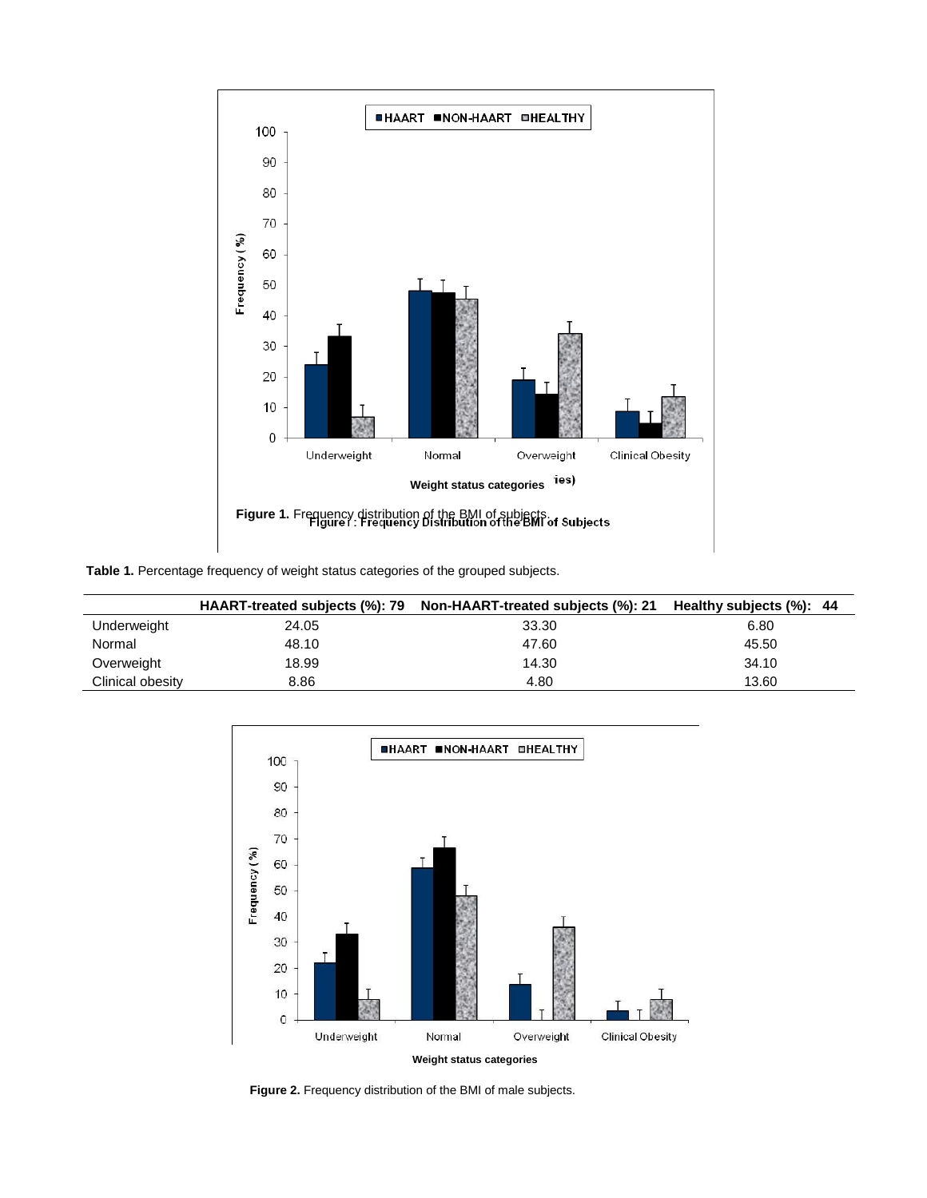**Figure 1.** Frequency distribution of the BMI of subjects.

**Table 1.** Percentage frequency of weight status categories of the grouped subjects.

| | HAART-treated subjects (%): 79 | Non-HAART-treated subjects (%): 21 | Healthy subjects (%): 44 |
|---|---|---|---|
| Underweight | 24.05 | 33.30 | 6.80 |
| Normal | 48.10 | 47.60 | 45.50 |
| Overweight | 18.99 | 14.30 | 34.10 |
| Clinical obesity | 8.86 | 4.80 | 13.60 |

**Figure 2.** Frequency distribution of the BMI of male subjects.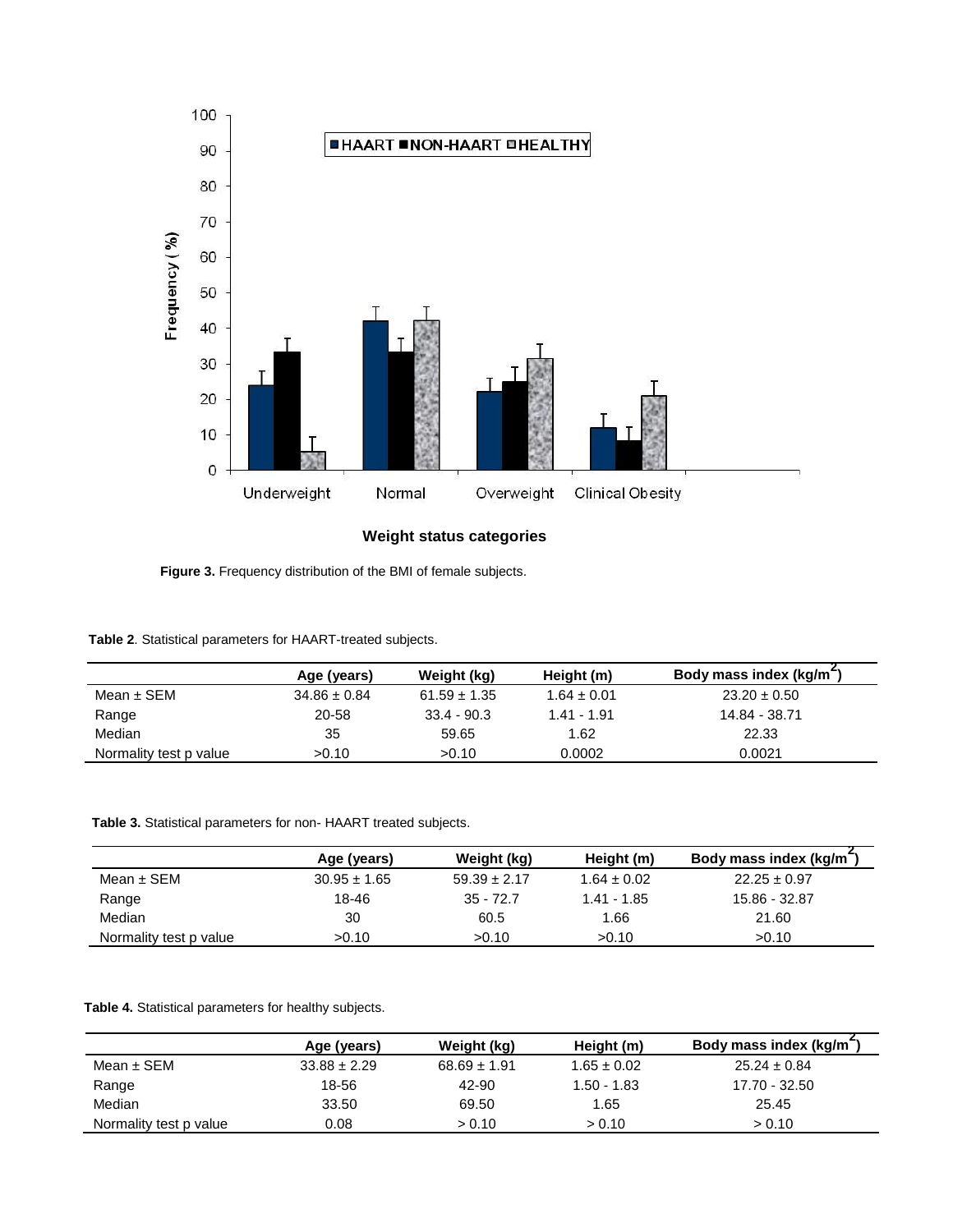**Figure 3.** Frequency distribution of the BMI of female subjects.

**Table 2**. Statistical parameters for HAART-treated subjects.

| | Age (years) | Weight (kg) | Height (m) | Body mass index (kg/m$^2$) |
|---|---|---|---|---|
| Mean ± SEM | 34.86 ± 0.84 | 61.59 ± 1.35 | 1.64 ± 0.01 | 23.20 ± 0.50 |
| Range | 20-58 | 33.4 - 90.3 | 1.41 - 1.91 | 14.84 - 38.71 |
| Median | 35 | 59.65 | 1.62 | 22.33 |
| Normality test p value | >0.10 | >0.10 | 0.0002 | 0.0021 |

**Table 3.** Statistical parameters for non- HAART treated subjects.

| | Age (years) | Weight (kg) | Height (m) | Body mass index (kg/m$^2$) |
|---|---|---|---|---|
| Mean ± SEM | 30.95 ± 1.65 | 59.39 ± 2.17 | 1.64 ± 0.02 | 22.25 ± 0.97 |
| Range | 18-46 | 35 - 72.7 | 1.41 - 1.85 | 15.86 - 32.87 |
| Median | 30 | 60.5 | 1.66 | 21.60 |
| Normality test p value | >0.10 | >0.10 | >0.10 | >0.10 |

**Table 4.** Statistical parameters for healthy subjects.

| | Age (years) | Weight (kg) | Height (m) | Body mass index (kg/m$^2$) |
|---|---|---|---|---|
| Mean ± SEM | 33.88 ± 2.29 | 68.69 ± 1.91 | 1.65 ± 0.02 | 25.24 ± 0.84 |
| Range | 18-56 | 42-90 | 1.50 - 1.83 | 17.70 - 32.50 |
| Median | 33.50 | 69.50 | 1.65 | 25.45 |
| Normality test p value | 0.08 | > 0.10 | > 0.10 | > 0.10 |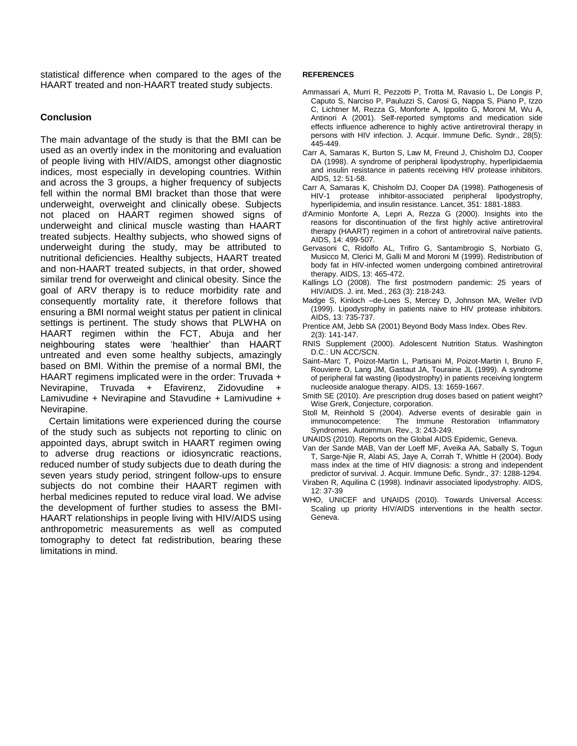statistical difference when compared to the ages of the HAART treated and non-HAART treated study subjects.

## Conclusion

The main advantage of the study is that the BMI can be used as an overtly index in the monitoring and evaluation of people living with HIV/AIDS, amongst other diagnostic indices, most especially in developing countries. Within and across the 3 groups, a higher frequency of subjects fell within the normal BMI bracket than those that were underweight, overweight and clinically obese. Subjects not placed on HAART regimen showed signs of underweight and clinical muscle wasting than HAART treated subjects. Healthy subjects, who showed signs of underweight during the study, may be attributed to nutritional deficiencies. Healthy subjects, HAART treated and non-HAART treated subjects, in that order, showed similar trend for overweight and clinical obesity. Since the goal of ARV therapy is to reduce morbidity rate and consequently mortality rate, it therefore follows that ensuring a BMI normal weight status per patient in clinical settings is pertinent. The study shows that PLWHA on HAART regimen within the FCT, Abuja and her neighbouring states were 'healthier' than HAART untreated and even some healthy subjects, amazingly based on BMI. Within the premise of a normal BMI, the HAART regimens implicated were in the order: Truvada + Nevirapine, Truvada + Efavirenz, Zidovudine + Lamivudine + Nevirapine and Stavudine + Lamivudine + Nevirapine.

Certain limitations were experienced during the course of the study such as subjects not reporting to clinic on appointed days, abrupt switch in HAART regimen owing to adverse drug reactions or idiosyncratic reactions, reduced number of study subjects due to death during the seven years study period, stringent follow-ups to ensure subjects do not combine their HAART regimen with herbal medicines reputed to reduce viral load. We advise the development of further studies to assess the BMI-HAART relationships in people living with HIV/AIDS using anthropometric measurements as well as computed tomography to detect fat redistribution, bearing these limitations in mind.

## REFERENCES

Ammassari A, Murri R, Pezzotti P, Trotta M, Ravasio L, De Longis P, Caputo S, Narciso P, Pauluzzi S, Carosi G, Nappa S, Piano P, Izzo C, Lichtner M, Rezza G, Monforte A, Ippolito G, Moroni M, Wu A, Antinori A (2001). Self-reported symptoms and medication side effects influence adherence to highly active antiretroviral therapy in persons with HIV infection. J. Acquir. Immune Defic. Syndr., 28(5): 445-449.

Carr A, Samaras K, Burton S, Law M, Freund J, Chisholm DJ, Cooper DA (1998). A syndrome of peripheral lipodystrophy, hyperlipidaemia and insulin resistance in patients receiving HIV protease inhibitors. AIDS, 12: 51-58.

Carr A, Samaras K, Chisholm DJ, Cooper DA (1998). Pathogenesis of HIV-1 protease inhibitor-associated peripheral lipodystrophy, hyperlipidemia, and insulin resistance. Lancet, 351: 1881-1883.

d'Arminio Monforte A, Lepri A, Rezza G (2000). Insights into the reasons for discontinuation of the first highly active antiretroviral therapy (HAART) regimen in a cohort of antiretroviral naïve patients. AIDS, 14: 499-507.

Gervasoni C, Ridolfo AL, Trifiro G, Santambrogio S, Norbiato G, Musicco M, Clerici M, Galli M and Moroni M (1999). Redistribution of body fat in HIV-infected women undergoing combined antiretroviral therapy. AIDS, 13: 465-472.

Kallings LO (2008). The first postmodern pandemic: 25 years of HIV/AIDS. J. int. Med., 263 (3): 218-243.

Madge S, Kinloch –de-Loes S, Mercey D, Johnson MA, Weller IVD (1999). Lipodystrophy in patients naive to HIV protease inhibitors. AIDS, 13: 735-737.

Prentice AM, Jebb SA (2001) Beyond Body Mass Index. Obes Rev. 2(3): 141-147.

RNIS Supplement (2000). Adolescent Nutrition Status. Washington D.C.: UN ACC/SCN.

Saint–Marc T, Poizot-Martin L, Partisani M, Poizot-Martin I, Bruno F, Rouviere O, Lang JM, Gastaut JA, Touraine JL (1999). A syndrome of peripheral fat wasting (lipodystrophy) in patients receiving longterm nucleoside analogue therapy. AIDS, 13: 1659-1667.

Smith SE (2010). Are prescription drug doses based on patient weight? Wise Grerk, Conjecture, corporation.

Stoll M, Reinhold S (2004). Adverse events of desirable gain in immunocompetence: The Immune Restoration Inflammatory Syndromes. Autoimmun. Rev., 3: 243-249.

UNAIDS (2010). Reports on the Global AIDS Epidemic, Geneva.

Van der Sande MAB, Van der Loeff MF, Aveika AA, Sabally S, Togun T, Sarge-Njie R, Alabi AS, Jaye A, Corrah T, Whittle H (2004). Body mass index at the time of HIV diagnosis: a strong and independent predictor of survival. J. Acquir. Immune Defic. Syndr., 37: 1288-1294.

Viraben R, Aquilina C (1998). Indinavir associated lipodystrophy. AIDS, 12: 37-39

WHO, UNICEF and UNAIDS (2010). Towards Universal Access: Scaling up priority HIV/AIDS interventions in the health sector. Geneva.